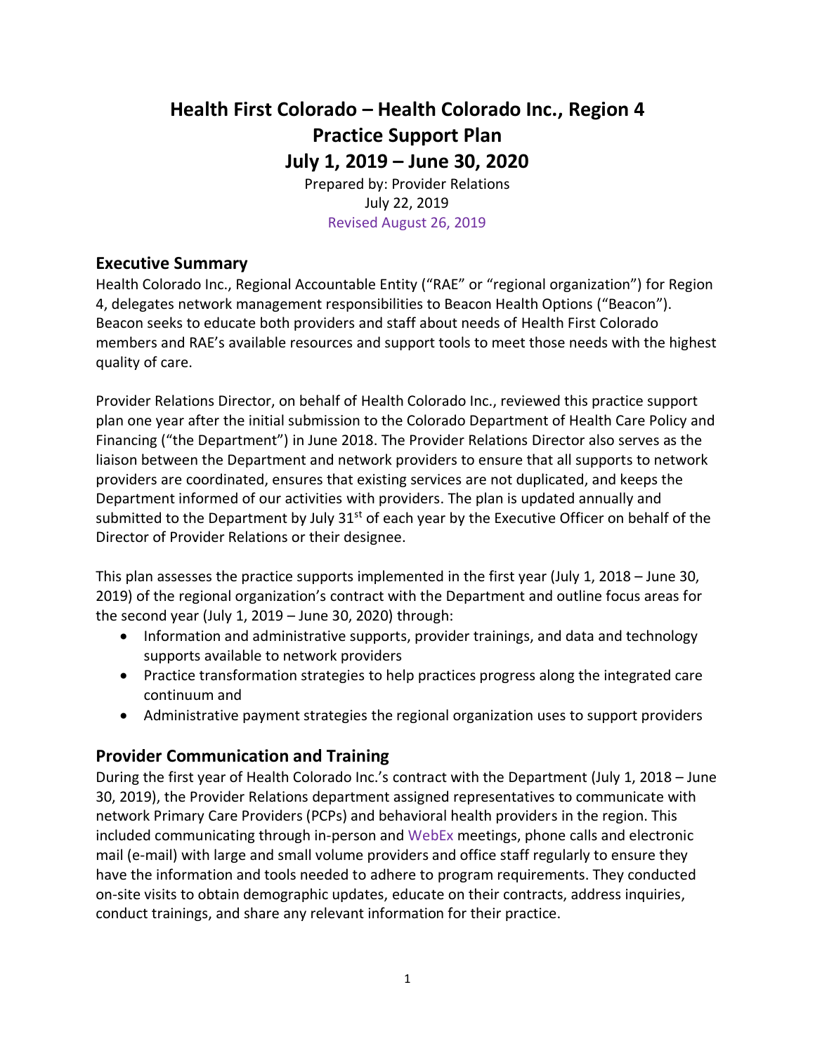# Health First Colorado – Health Colorado Inc., Region 4
# Practice Support Plan
# July 1, 2019 – June 30, 2020

Prepared by: Provider Relations
July 22, 2019
Revised August 26, 2019

## Executive Summary

Health Colorado Inc., Regional Accountable Entity ("RAE" or "regional organization") for Region 4, delegates network management responsibilities to Beacon Health Options ("Beacon"). Beacon seeks to educate both providers and staff about needs of Health First Colorado members and RAE's available resources and support tools to meet those needs with the highest quality of care.

Provider Relations Director, on behalf of Health Colorado Inc., reviewed this practice support plan one year after the initial submission to the Colorado Department of Health Care Policy and Financing ("the Department") in June 2018. The Provider Relations Director also serves as the liaison between the Department and network providers to ensure that all supports to network providers are coordinated, ensures that existing services are not duplicated, and keeps the Department informed of our activities with providers. The plan is updated annually and submitted to the Department by July 31st of each year by the Executive Officer on behalf of the Director of Provider Relations or their designee.

This plan assesses the practice supports implemented in the first year (July 1, 2018 – June 30, 2019) of the regional organization's contract with the Department and outline focus areas for the second year (July 1, 2019 – June 30, 2020) through:

- Information and administrative supports, provider trainings, and data and technology supports available to network providers
- Practice transformation strategies to help practices progress along the integrated care continuum and
- Administrative payment strategies the regional organization uses to support providers

## Provider Communication and Training

During the first year of Health Colorado Inc.'s contract with the Department (July 1, 2018 – June 30, 2019), the Provider Relations department assigned representatives to communicate with network Primary Care Providers (PCPs) and behavioral health providers in the region. This included communicating through in-person and WebEx meetings, phone calls and electronic mail (e-mail) with large and small volume providers and office staff regularly to ensure they have the information and tools needed to adhere to program requirements. They conducted on-site visits to obtain demographic updates, educate on their contracts, address inquiries, conduct trainings, and share any relevant information for their practice.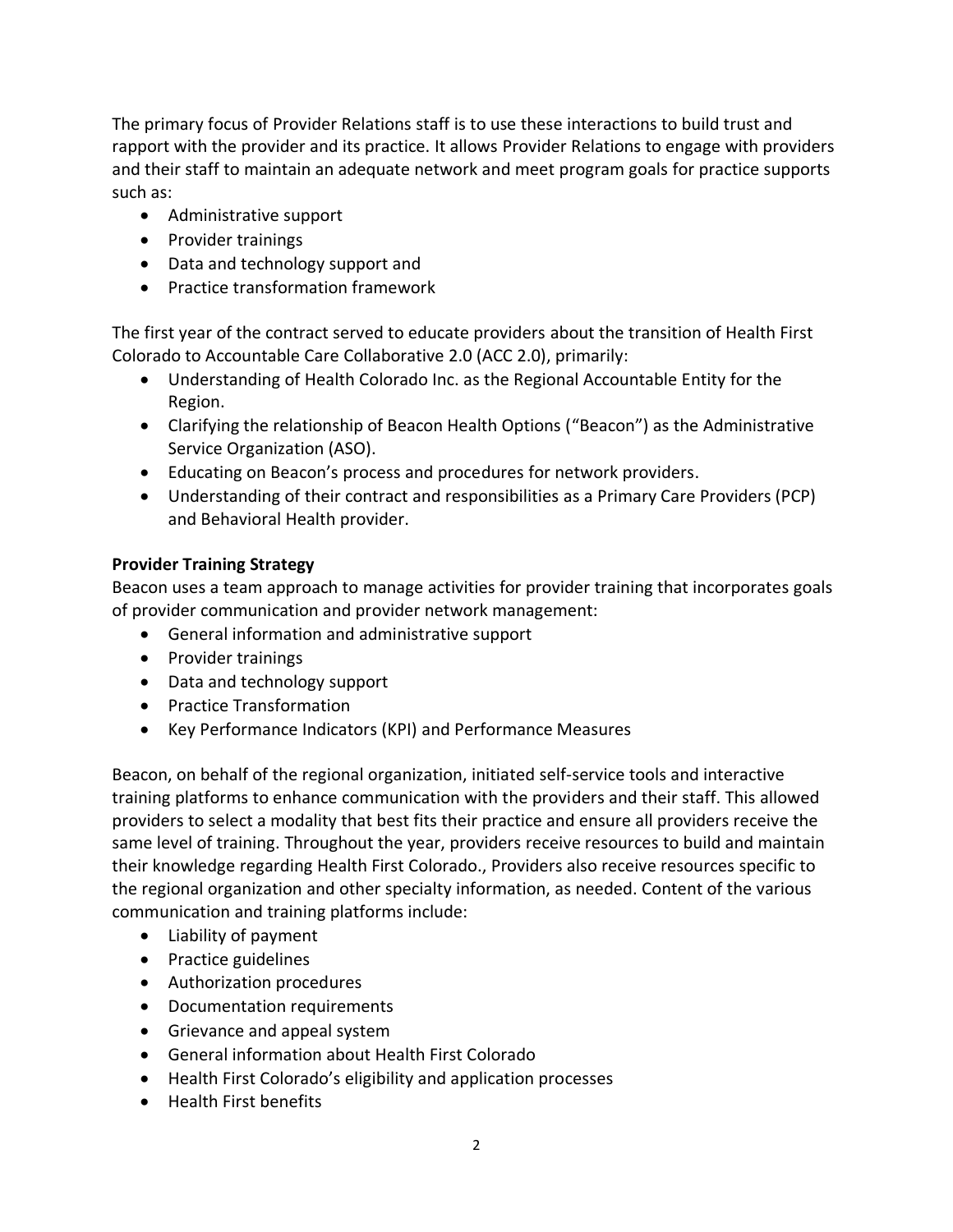The primary focus of Provider Relations staff is to use these interactions to build trust and rapport with the provider and its practice. It allows Provider Relations to engage with providers and their staff to maintain an adequate network and meet program goals for practice supports such as:

- Administrative support
- Provider trainings
- Data and technology support and
- Practice transformation framework

The first year of the contract served to educate providers about the transition of Health First Colorado to Accountable Care Collaborative 2.0 (ACC 2.0), primarily:

- Understanding of Health Colorado Inc. as the Regional Accountable Entity for the Region.
- Clarifying the relationship of Beacon Health Options ("Beacon") as the Administrative Service Organization (ASO).
- Educating on Beacon's process and procedures for network providers.
- Understanding of their contract and responsibilities as a Primary Care Providers (PCP) and Behavioral Health provider.

**Provider Training Strategy**

Beacon uses a team approach to manage activities for provider training that incorporates goals of provider communication and provider network management:

- General information and administrative support
- Provider trainings
- Data and technology support
- Practice Transformation
- Key Performance Indicators (KPI) and Performance Measures

Beacon, on behalf of the regional organization, initiated self-service tools and interactive training platforms to enhance communication with the providers and their staff. This allowed providers to select a modality that best fits their practice and ensure all providers receive the same level of training. Throughout the year, providers receive resources to build and maintain their knowledge regarding Health First Colorado., Providers also receive resources specific to the regional organization and other specialty information, as needed. Content of the various communication and training platforms include:

- Liability of payment
- Practice guidelines
- Authorization procedures
- Documentation requirements
- Grievance and appeal system
- General information about Health First Colorado
- Health First Colorado's eligibility and application processes
- Health First benefits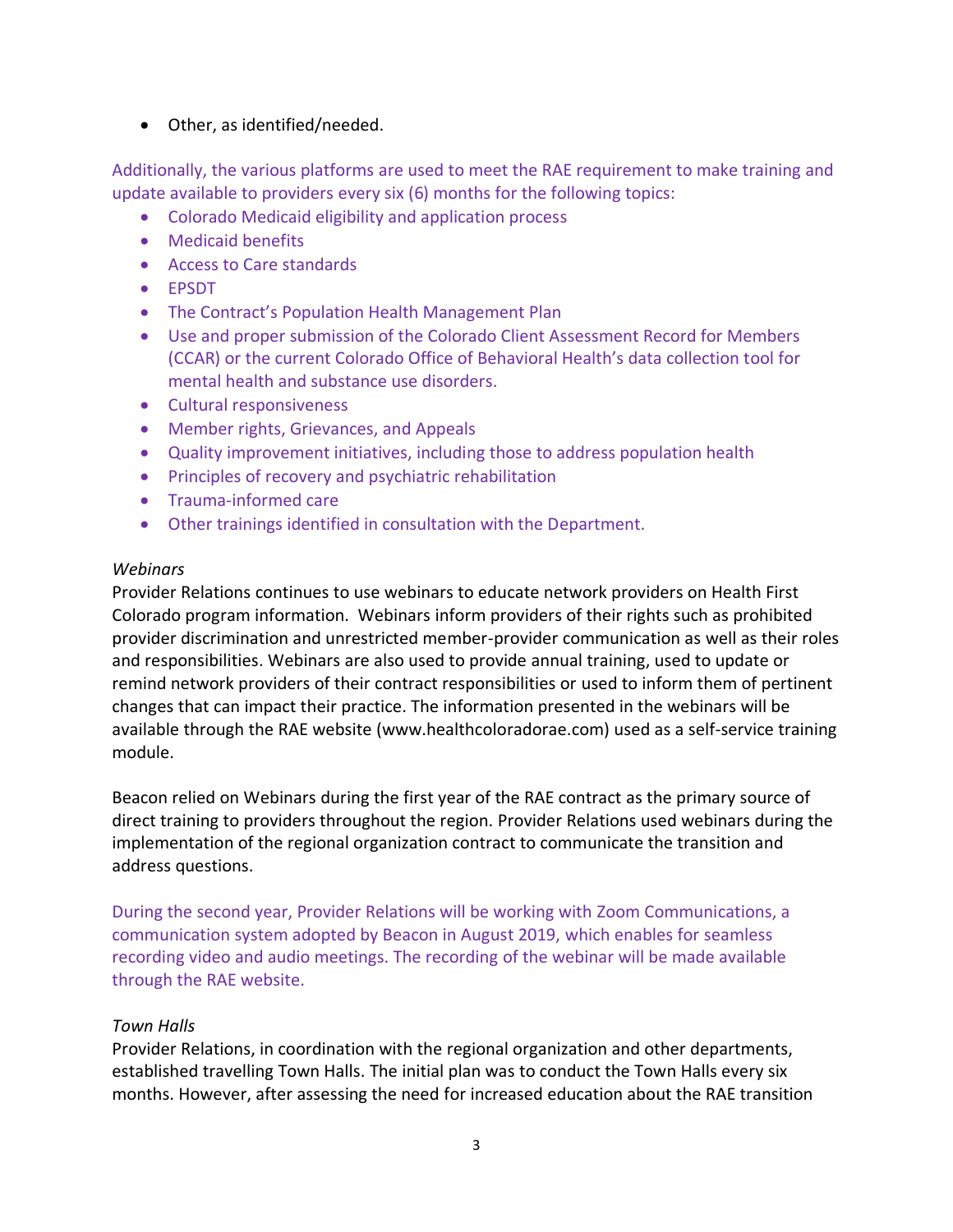- Other, as identified/needed.

Additionally, the various platforms are used to meet the RAE requirement to make training and update available to providers every six (6) months for the following topics:

- Colorado Medicaid eligibility and application process
- Medicaid benefits
- Access to Care standards
- EPSDT
- The Contract's Population Health Management Plan
- Use and proper submission of the Colorado Client Assessment Record for Members (CCAR) or the current Colorado Office of Behavioral Health's data collection tool for mental health and substance use disorders.
- Cultural responsiveness
- Member rights, Grievances, and Appeals
- Quality improvement initiatives, including those to address population health
- Principles of recovery and psychiatric rehabilitation
- Trauma-informed care
- Other trainings identified in consultation with the Department.

*Webinars*

Provider Relations continues to use webinars to educate network providers on Health First Colorado program information. Webinars inform providers of their rights such as prohibited provider discrimination and unrestricted member-provider communication as well as their roles and responsibilities. Webinars are also used to provide annual training, used to update or remind network providers of their contract responsibilities or used to inform them of pertinent changes that can impact their practice. The information presented in the webinars will be available through the RAE website (www.healthcoloradorae.com) used as a self-service training module.

Beacon relied on Webinars during the first year of the RAE contract as the primary source of direct training to providers throughout the region. Provider Relations used webinars during the implementation of the regional organization contract to communicate the transition and address questions.

During the second year, Provider Relations will be working with Zoom Communications, a communication system adopted by Beacon in August 2019, which enables for seamless recording video and audio meetings. The recording of the webinar will be made available through the RAE website.

*Town Halls*

Provider Relations, in coordination with the regional organization and other departments, established travelling Town Halls. The initial plan was to conduct the Town Halls every six months. However, after assessing the need for increased education about the RAE transition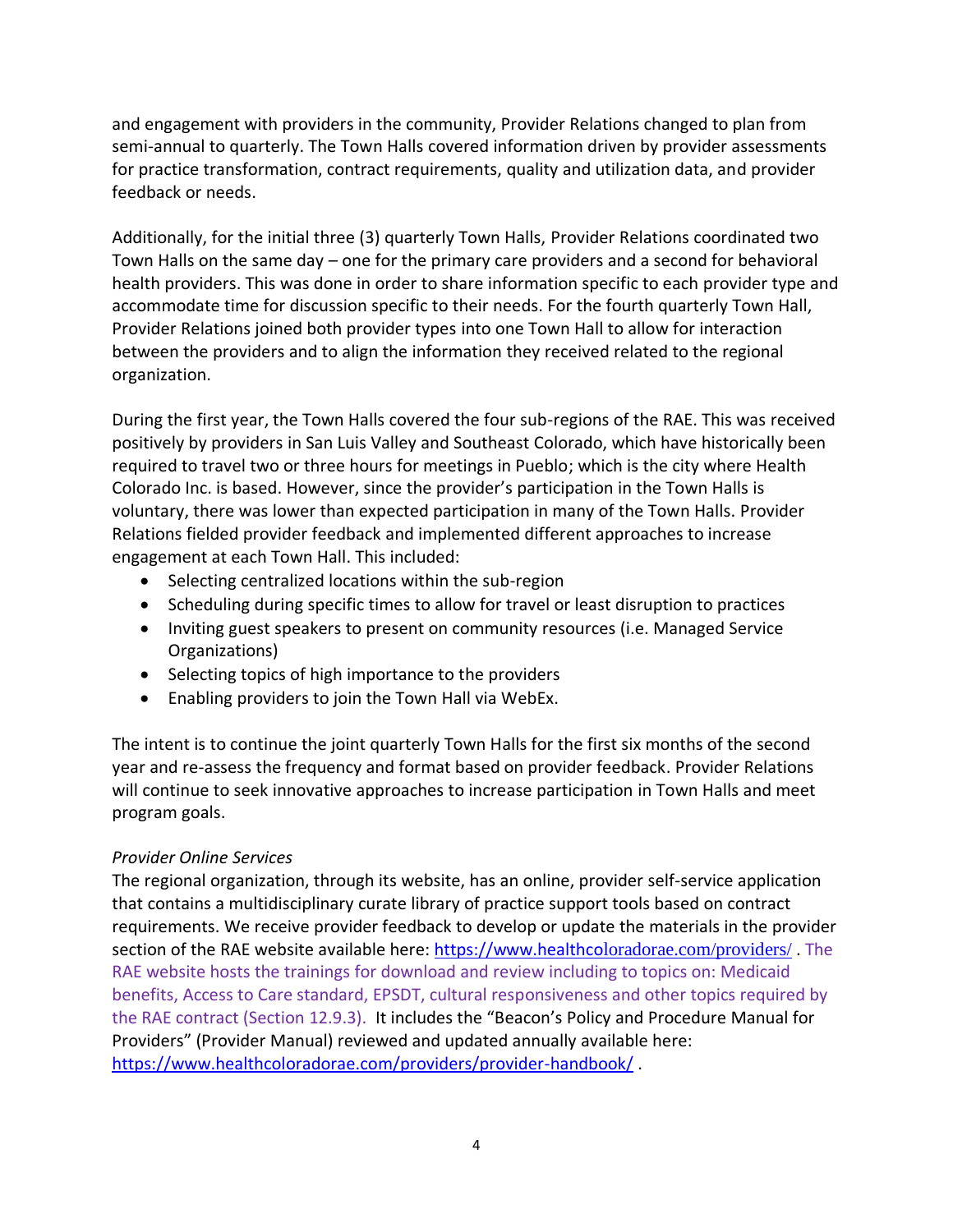and engagement with providers in the community, Provider Relations changed to plan from semi-annual to quarterly. The Town Halls covered information driven by provider assessments for practice transformation, contract requirements, quality and utilization data, and provider feedback or needs.

Additionally, for the initial three (3) quarterly Town Halls, Provider Relations coordinated two Town Halls on the same day – one for the primary care providers and a second for behavioral health providers. This was done in order to share information specific to each provider type and accommodate time for discussion specific to their needs. For the fourth quarterly Town Hall, Provider Relations joined both provider types into one Town Hall to allow for interaction between the providers and to align the information they received related to the regional organization.

During the first year, the Town Halls covered the four sub-regions of the RAE. This was received positively by providers in San Luis Valley and Southeast Colorado, which have historically been required to travel two or three hours for meetings in Pueblo; which is the city where Health Colorado Inc. is based. However, since the provider's participation in the Town Halls is voluntary, there was lower than expected participation in many of the Town Halls. Provider Relations fielded provider feedback and implemented different approaches to increase engagement at each Town Hall. This included:

- Selecting centralized locations within the sub-region
- Scheduling during specific times to allow for travel or least disruption to practices
- Inviting guest speakers to present on community resources (i.e. Managed Service Organizations)
- Selecting topics of high importance to the providers
- Enabling providers to join the Town Hall via WebEx.

The intent is to continue the joint quarterly Town Halls for the first six months of the second year and re-assess the frequency and format based on provider feedback. Provider Relations will continue to seek innovative approaches to increase participation in Town Halls and meet program goals.

*Provider Online Services*

The regional organization, through its website, has an online, provider self-service application that contains a multidisciplinary curate library of practice support tools based on contract requirements. We receive provider feedback to develop or update the materials in the provider section of the RAE website available here: https://www.healthcoloradorae.com/providers/ . The RAE website hosts the trainings for download and review including to topics on: Medicaid benefits, Access to Care standard, EPSDT, cultural responsiveness and other topics required by the RAE contract (Section 12.9.3). It includes the "Beacon's Policy and Procedure Manual for Providers" (Provider Manual) reviewed and updated annually available here: https://www.healthcoloradorae.com/providers/provider-handbook/ .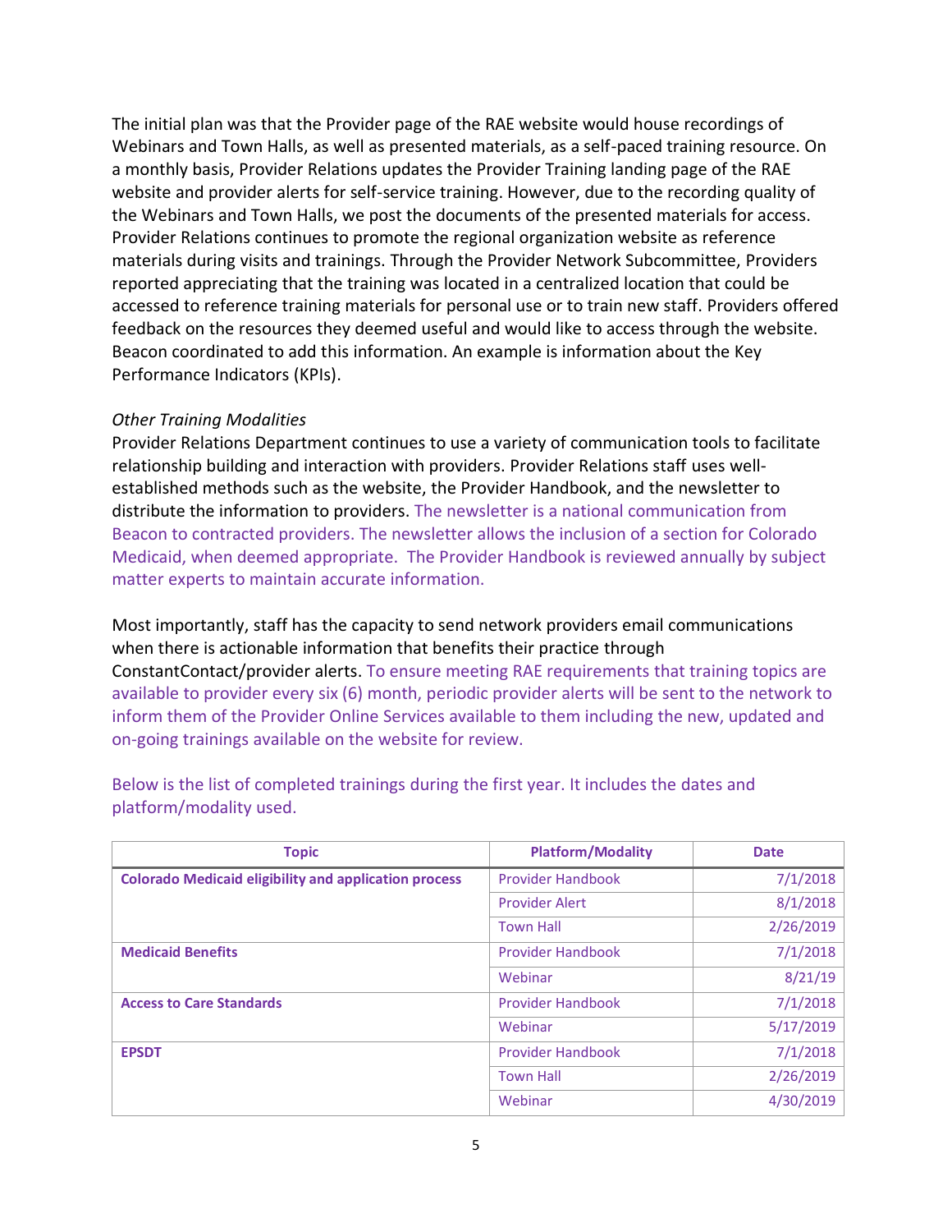The initial plan was that the Provider page of the RAE website would house recordings of Webinars and Town Halls, as well as presented materials, as a self-paced training resource. On a monthly basis, Provider Relations updates the Provider Training landing page of the RAE website and provider alerts for self-service training. However, due to the recording quality of the Webinars and Town Halls, we post the documents of the presented materials for access. Provider Relations continues to promote the regional organization website as reference materials during visits and trainings. Through the Provider Network Subcommittee, Providers reported appreciating that the training was located in a centralized location that could be accessed to reference training materials for personal use or to train new staff. Providers offered feedback on the resources they deemed useful and would like to access through the website. Beacon coordinated to add this information. An example is information about the Key Performance Indicators (KPIs).

*Other Training Modalities*

Provider Relations Department continues to use a variety of communication tools to facilitate relationship building and interaction with providers. Provider Relations staff uses well-established methods such as the website, the Provider Handbook, and the newsletter to distribute the information to providers. The newsletter is a national communication from Beacon to contracted providers. The newsletter allows the inclusion of a section for Colorado Medicaid, when deemed appropriate. The Provider Handbook is reviewed annually by subject matter experts to maintain accurate information.

Most importantly, staff has the capacity to send network providers email communications when there is actionable information that benefits their practice through ConstantContact/provider alerts. To ensure meeting RAE requirements that training topics are available to provider every six (6) month, periodic provider alerts will be sent to the network to inform them of the Provider Online Services available to them including the new, updated and on-going trainings available on the website for review.

Below is the list of completed trainings during the first year. It includes the dates and platform/modality used.

| Topic | Platform/Modality | Date |
|---|---|---|
| **Colorado Medicaid eligibility and application process** | Provider Handbook | 7/1/2018 |
| | Provider Alert | 8/1/2018 |
| | Town Hall | 2/26/2019 |
| **Medicaid Benefits** | Provider Handbook | 7/1/2018 |
| | Webinar | 8/21/19 |
| **Access to Care Standards** | Provider Handbook | 7/1/2018 |
| | Webinar | 5/17/2019 |
| **EPSDT** | Provider Handbook | 7/1/2018 |
| | Town Hall | 2/26/2019 |
| | Webinar | 4/30/2019 |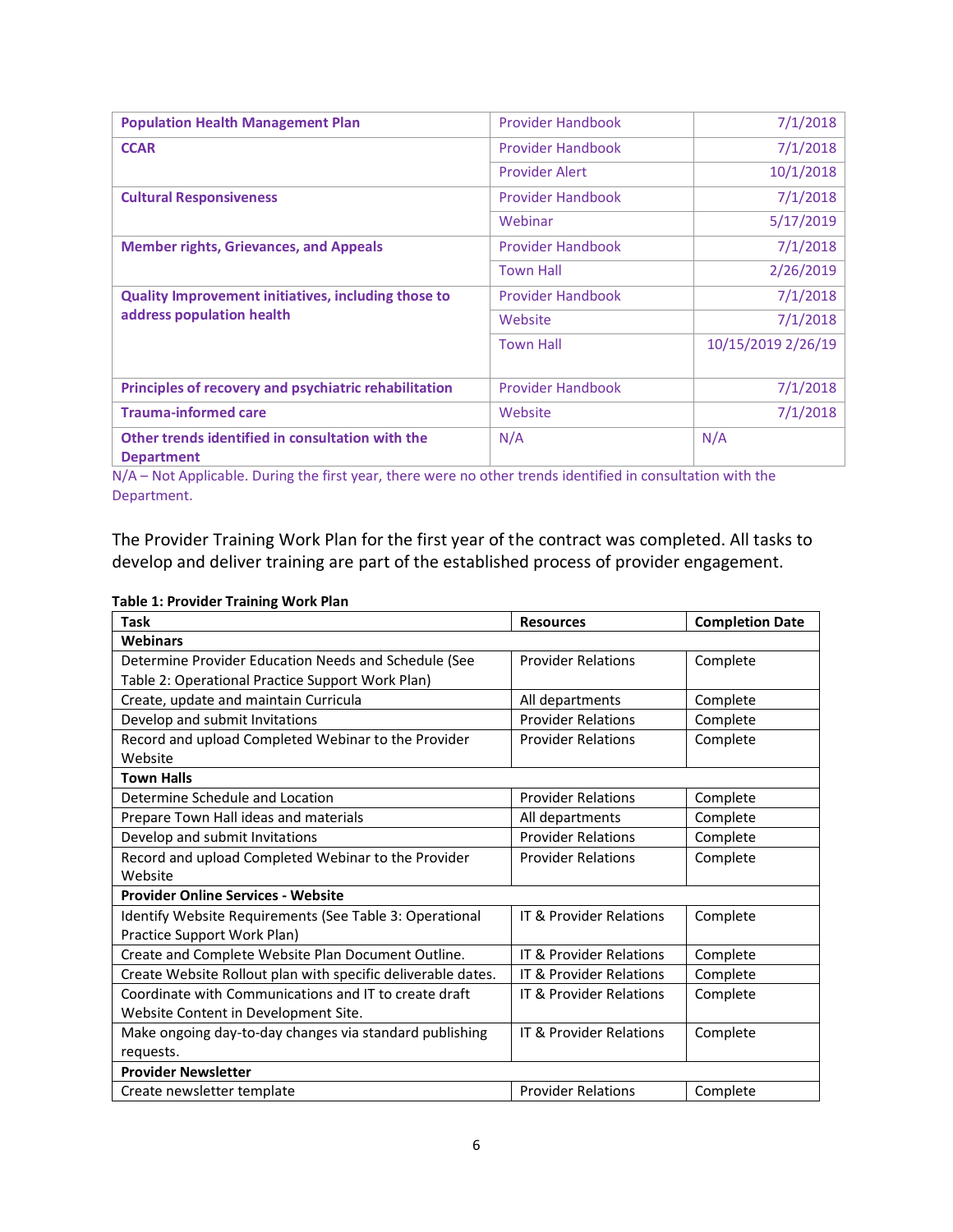| | | |
|---|---|---|
| **Population Health Management Plan** | Provider Handbook | 7/1/2018 |
| **CCAR** | Provider Handbook | 7/1/2018 |
| | Provider Alert | 10/1/2018 |
| **Cultural Responsiveness** | Provider Handbook | 7/1/2018 |
| | Webinar | 5/17/2019 |
| **Member rights, Grievances, and Appeals** | Provider Handbook | 7/1/2018 |
| | Town Hall | 2/26/2019 |
| **Quality Improvement initiatives, including those to address population health** | Provider Handbook | 7/1/2018 |
| | Website | 7/1/2018 |
| | Town Hall | 10/15/2019 2/26/19 |
| **Principles of recovery and psychiatric rehabilitation** | Provider Handbook | 7/1/2018 |
| **Trauma-informed care** | Website | 7/1/2018 |
| **Other trends identified in consultation with the Department** | N/A | N/A |

N/A – Not Applicable. During the first year, there were no other trends identified in consultation with the Department.

The Provider Training Work Plan for the first year of the contract was completed. All tasks to develop and deliver training are part of the established process of provider engagement.

**Table 1: Provider Training Work Plan**

| Task | Resources | Completion Date |
|---|---|---|
| **Webinars** | | |
| Determine Provider Education Needs and Schedule (See Table 2: Operational Practice Support Work Plan) | Provider Relations | Complete |
| Create, update and maintain Curricula | All departments | Complete |
| Develop and submit Invitations | Provider Relations | Complete |
| Record and upload Completed Webinar to the Provider Website | Provider Relations | Complete |
| **Town Halls** | | |
| Determine Schedule and Location | Provider Relations | Complete |
| Prepare Town Hall ideas and materials | All departments | Complete |
| Develop and submit Invitations | Provider Relations | Complete |
| Record and upload Completed Webinar to the Provider Website | Provider Relations | Complete |
| **Provider Online Services - Website** | | |
| Identify Website Requirements (See Table 3: Operational Practice Support Work Plan) | IT & Provider Relations | Complete |
| Create and Complete Website Plan Document Outline. | IT & Provider Relations | Complete |
| Create Website Rollout plan with specific deliverable dates. | IT & Provider Relations | Complete |
| Coordinate with Communications and IT to create draft Website Content in Development Site. | IT & Provider Relations | Complete |
| Make ongoing day-to-day changes via standard publishing requests. | IT & Provider Relations | Complete |
| **Provider Newsletter** | | |
| Create newsletter template | Provider Relations | Complete |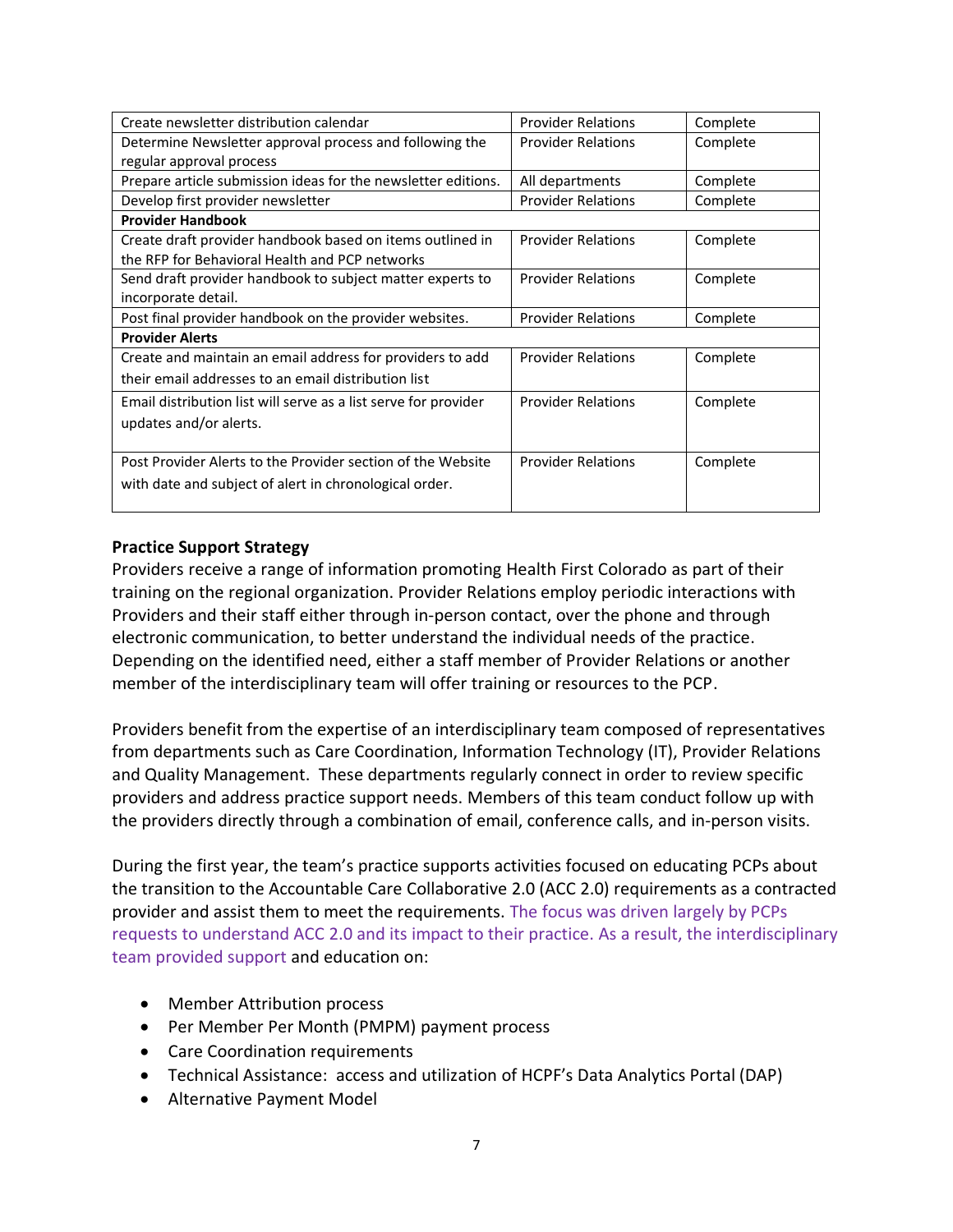| Create newsletter distribution calendar | Provider Relations | Complete |
|---|---|---|
| Determine Newsletter approval process and following the regular approval process | Provider Relations | Complete |
| Prepare article submission ideas for the newsletter editions. | All departments | Complete |
| Develop first provider newsletter | Provider Relations | Complete |
| **Provider Handbook** | | |
| Create draft provider handbook based on items outlined in the RFP for Behavioral Health and PCP networks | Provider Relations | Complete |
| Send draft provider handbook to subject matter experts to incorporate detail. | Provider Relations | Complete |
| Post final provider handbook on the provider websites. | Provider Relations | Complete |
| **Provider Alerts** | | |
| Create and maintain an email address for providers to add their email addresses to an email distribution list | Provider Relations | Complete |
| Email distribution list will serve as a list serve for provider updates and/or alerts. | Provider Relations | Complete |
| Post Provider Alerts to the Provider section of the Website with date and subject of alert in chronological order. | Provider Relations | Complete |

**Practice Support Strategy**

Providers receive a range of information promoting Health First Colorado as part of their training on the regional organization. Provider Relations employ periodic interactions with Providers and their staff either through in-person contact, over the phone and through electronic communication, to better understand the individual needs of the practice. Depending on the identified need, either a staff member of Provider Relations or another member of the interdisciplinary team will offer training or resources to the PCP.

Providers benefit from the expertise of an interdisciplinary team composed of representatives from departments such as Care Coordination, Information Technology (IT), Provider Relations and Quality Management. These departments regularly connect in order to review specific providers and address practice support needs. Members of this team conduct follow up with the providers directly through a combination of email, conference calls, and in-person visits.

During the first year, the team's practice supports activities focused on educating PCPs about the transition to the Accountable Care Collaborative 2.0 (ACC 2.0) requirements as a contracted provider and assist them to meet the requirements. The focus was driven largely by PCPs requests to understand ACC 2.0 and its impact to their practice. As a result, the interdisciplinary team provided support and education on:

- Member Attribution process
- Per Member Per Month (PMPM) payment process
- Care Coordination requirements
- Technical Assistance: access and utilization of HCPF's Data Analytics Portal (DAP)
- Alternative Payment Model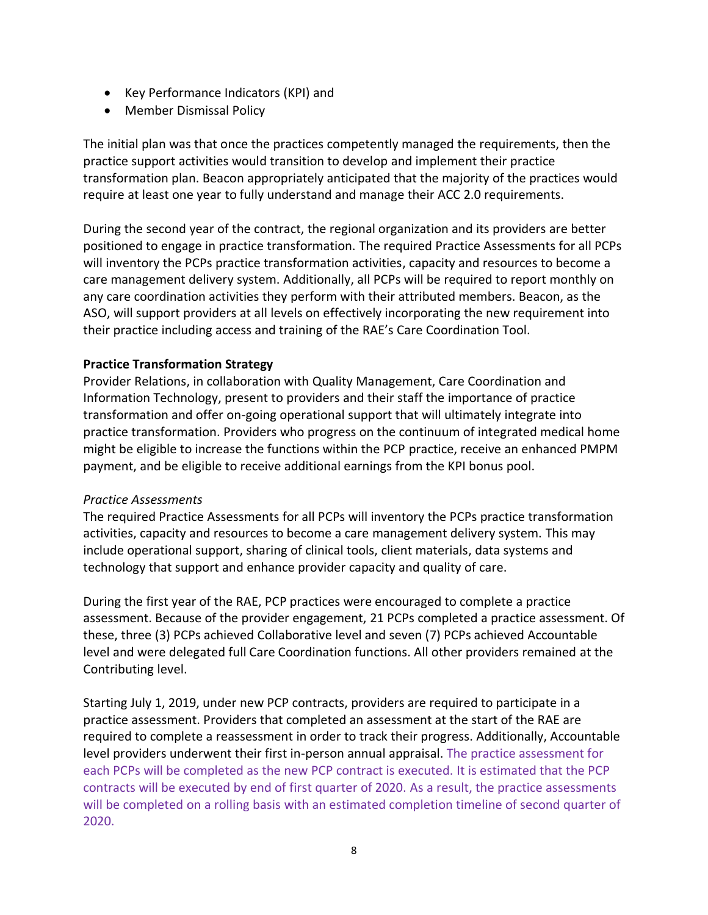- Key Performance Indicators (KPI) and
- Member Dismissal Policy

The initial plan was that once the practices competently managed the requirements, then the practice support activities would transition to develop and implement their practice transformation plan. Beacon appropriately anticipated that the majority of the practices would require at least one year to fully understand and manage their ACC 2.0 requirements.

During the second year of the contract, the regional organization and its providers are better positioned to engage in practice transformation. The required Practice Assessments for all PCPs will inventory the PCPs practice transformation activities, capacity and resources to become a care management delivery system. Additionally, all PCPs will be required to report monthly on any care coordination activities they perform with their attributed members. Beacon, as the ASO, will support providers at all levels on effectively incorporating the new requirement into their practice including access and training of the RAE's Care Coordination Tool.

**Practice Transformation Strategy**

Provider Relations, in collaboration with Quality Management, Care Coordination and Information Technology, present to providers and their staff the importance of practice transformation and offer on-going operational support that will ultimately integrate into practice transformation. Providers who progress on the continuum of integrated medical home might be eligible to increase the functions within the PCP practice, receive an enhanced PMPM payment, and be eligible to receive additional earnings from the KPI bonus pool.

*Practice Assessments*

The required Practice Assessments for all PCPs will inventory the PCPs practice transformation activities, capacity and resources to become a care management delivery system. This may include operational support, sharing of clinical tools, client materials, data systems and technology that support and enhance provider capacity and quality of care.

During the first year of the RAE, PCP practices were encouraged to complete a practice assessment. Because of the provider engagement, 21 PCPs completed a practice assessment. Of these, three (3) PCPs achieved Collaborative level and seven (7) PCPs achieved Accountable level and were delegated full Care Coordination functions. All other providers remained at the Contributing level.

Starting July 1, 2019, under new PCP contracts, providers are required to participate in a practice assessment. Providers that completed an assessment at the start of the RAE are required to complete a reassessment in order to track their progress. Additionally, Accountable level providers underwent their first in-person annual appraisal. The practice assessment for each PCPs will be completed as the new PCP contract is executed. It is estimated that the PCP contracts will be executed by end of first quarter of 2020. As a result, the practice assessments will be completed on a rolling basis with an estimated completion timeline of second quarter of 2020.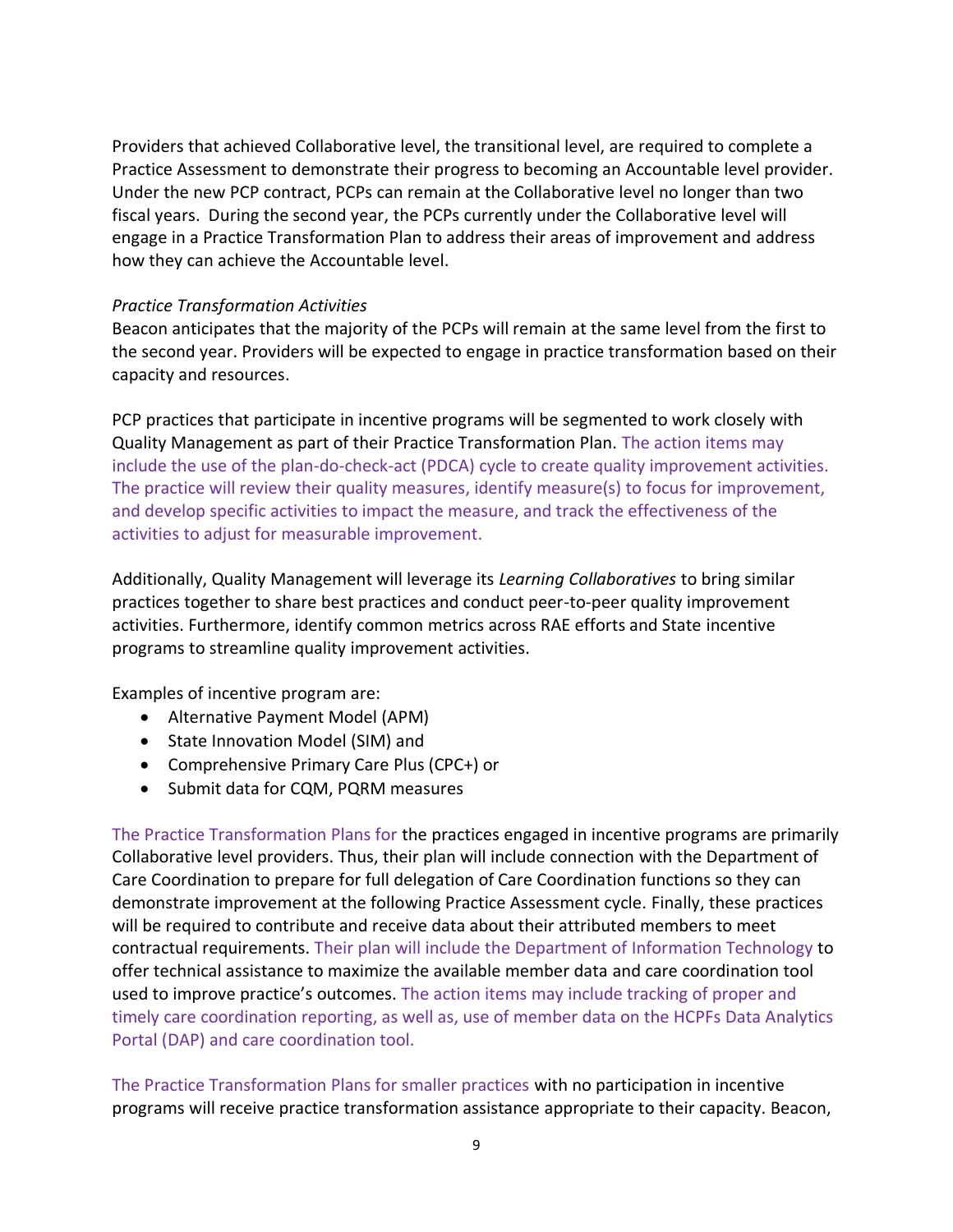Providers that achieved Collaborative level, the transitional level, are required to complete a Practice Assessment to demonstrate their progress to becoming an Accountable level provider. Under the new PCP contract, PCPs can remain at the Collaborative level no longer than two fiscal years. During the second year, the PCPs currently under the Collaborative level will engage in a Practice Transformation Plan to address their areas of improvement and address how they can achieve the Accountable level.

*Practice Transformation Activities*

Beacon anticipates that the majority of the PCPs will remain at the same level from the first to the second year. Providers will be expected to engage in practice transformation based on their capacity and resources.

PCP practices that participate in incentive programs will be segmented to work closely with Quality Management as part of their Practice Transformation Plan. The action items may include the use of the plan-do-check-act (PDCA) cycle to create quality improvement activities. The practice will review their quality measures, identify measure(s) to focus for improvement, and develop specific activities to impact the measure, and track the effectiveness of the activities to adjust for measurable improvement.

Additionally, Quality Management will leverage its *Learning Collaboratives* to bring similar practices together to share best practices and conduct peer-to-peer quality improvement activities. Furthermore, identify common metrics across RAE efforts and State incentive programs to streamline quality improvement activities.

Examples of incentive program are:

- Alternative Payment Model (APM)
- State Innovation Model (SIM) and
- Comprehensive Primary Care Plus (CPC+) or
- Submit data for CQM, PQRM measures

The Practice Transformation Plans for the practices engaged in incentive programs are primarily Collaborative level providers. Thus, their plan will include connection with the Department of Care Coordination to prepare for full delegation of Care Coordination functions so they can demonstrate improvement at the following Practice Assessment cycle. Finally, these practices will be required to contribute and receive data about their attributed members to meet contractual requirements. Their plan will include the Department of Information Technology to offer technical assistance to maximize the available member data and care coordination tool used to improve practice's outcomes. The action items may include tracking of proper and timely care coordination reporting, as well as, use of member data on the HCPFs Data Analytics Portal (DAP) and care coordination tool.

The Practice Transformation Plans for smaller practices with no participation in incentive programs will receive practice transformation assistance appropriate to their capacity. Beacon,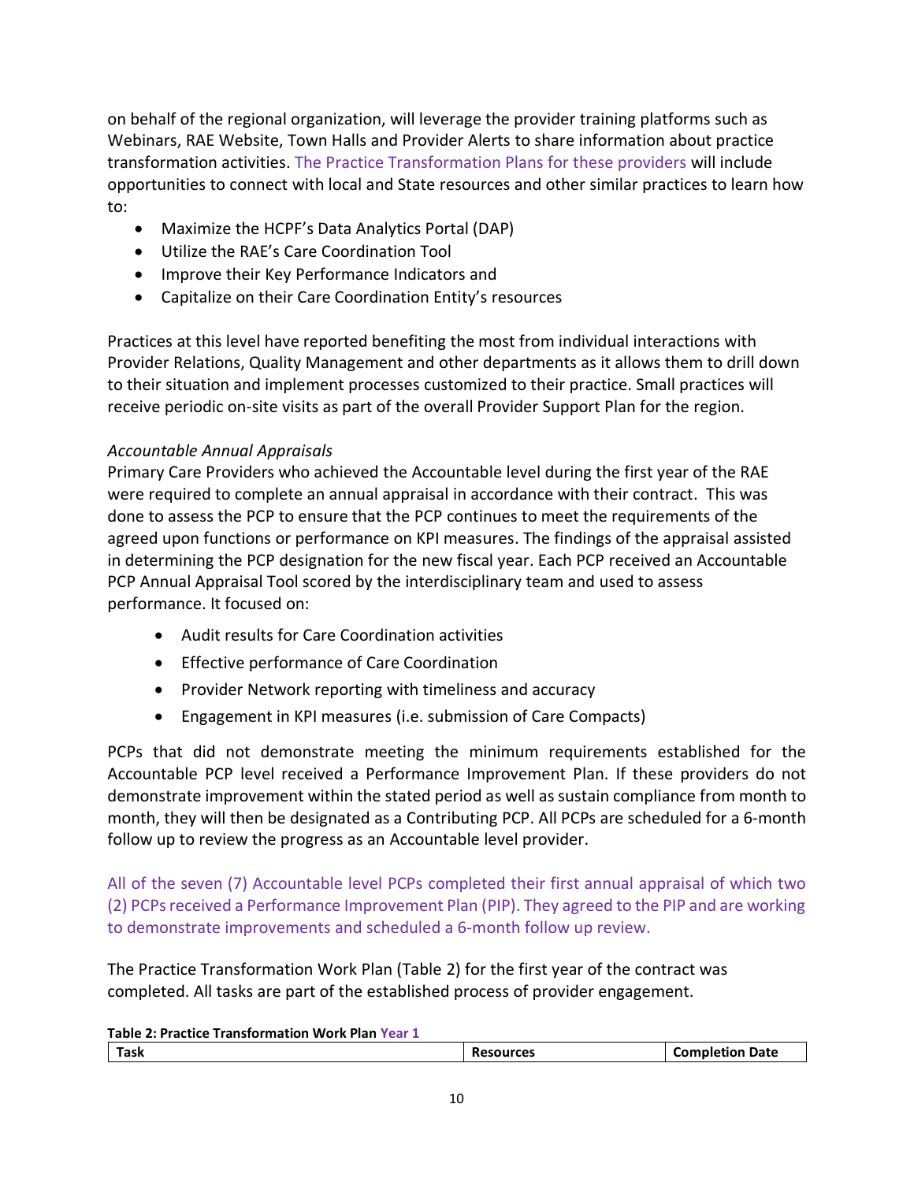on behalf of the regional organization, will leverage the provider training platforms such as Webinars, RAE Website, Town Halls and Provider Alerts to share information about practice transformation activities. The Practice Transformation Plans for these providers will include opportunities to connect with local and State resources and other similar practices to learn how to:

- Maximize the HCPF's Data Analytics Portal (DAP)
- Utilize the RAE's Care Coordination Tool
- Improve their Key Performance Indicators and
- Capitalize on their Care Coordination Entity's resources

Practices at this level have reported benefiting the most from individual interactions with Provider Relations, Quality Management and other departments as it allows them to drill down to their situation and implement processes customized to their practice. Small practices will receive periodic on-site visits as part of the overall Provider Support Plan for the region.

*Accountable Annual Appraisals*

Primary Care Providers who achieved the Accountable level during the first year of the RAE were required to complete an annual appraisal in accordance with their contract. This was done to assess the PCP to ensure that the PCP continues to meet the requirements of the agreed upon functions or performance on KPI measures. The findings of the appraisal assisted in determining the PCP designation for the new fiscal year. Each PCP received an Accountable PCP Annual Appraisal Tool scored by the interdisciplinary team and used to assess performance. It focused on:

- Audit results for Care Coordination activities
- Effective performance of Care Coordination
- Provider Network reporting with timeliness and accuracy
- Engagement in KPI measures (i.e. submission of Care Compacts)

PCPs that did not demonstrate meeting the minimum requirements established for the Accountable PCP level received a Performance Improvement Plan. If these providers do not demonstrate improvement within the stated period as well as sustain compliance from month to month, they will then be designated as a Contributing PCP. All PCPs are scheduled for a 6-month follow up to review the progress as an Accountable level provider.

All of the seven (7) Accountable level PCPs completed their first annual appraisal of which two (2) PCPs received a Performance Improvement Plan (PIP). They agreed to the PIP and are working to demonstrate improvements and scheduled a 6-month follow up review.

The Practice Transformation Work Plan (Table 2) for the first year of the contract was completed. All tasks are part of the established process of provider engagement.

**Table 2: Practice Transformation Work Plan Year 1**

| Task | Resources | Completion Date |
| --- | --- | --- |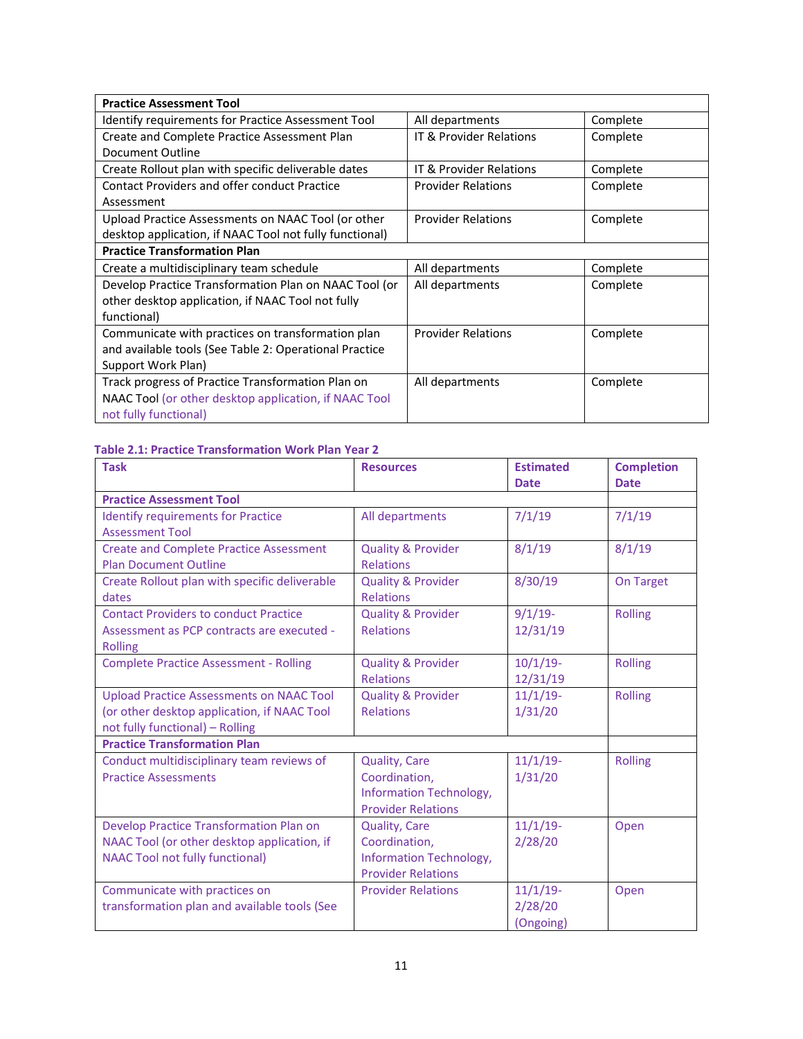| Practice Assessment Tool | | |
|---|---|---|
| Identify requirements for Practice Assessment Tool | All departments | Complete |
| Create and Complete Practice Assessment Plan Document Outline | IT & Provider Relations | Complete |
| Create Rollout plan with specific deliverable dates | IT & Provider Relations | Complete |
| Contact Providers and offer conduct Practice Assessment | Provider Relations | Complete |
| Upload Practice Assessments on NAAC Tool (or other desktop application, if NAAC Tool not fully functional) | Provider Relations | Complete |
| **Practice Transformation Plan** | | |
| Create a multidisciplinary team schedule | All departments | Complete |
| Develop Practice Transformation Plan on NAAC Tool (or other desktop application, if NAAC Tool not fully functional) | All departments | Complete |
| Communicate with practices on transformation plan and available tools (See Table 2: Operational Practice Support Work Plan) | Provider Relations | Complete |
| Track progress of Practice Transformation Plan on NAAC Tool (or other desktop application, if NAAC Tool not fully functional) | All departments | Complete |

**Table 2.1: Practice Transformation Work Plan Year 2**

| Task | Resources | Estimated Date | Completion Date |
|---|---|---|---|
| **Practice Assessment Tool** | | | |
| Identify requirements for Practice Assessment Tool | All departments | 7/1/19 | 7/1/19 |
| Create and Complete Practice Assessment Plan Document Outline | Quality & Provider Relations | 8/1/19 | 8/1/19 |
| Create Rollout plan with specific deliverable dates | Quality & Provider Relations | 8/30/19 | On Target |
| Contact Providers to conduct Practice Assessment as PCP contracts are executed - Rolling | Quality & Provider Relations | 9/1/19-12/31/19 | Rolling |
| Complete Practice Assessment - Rolling | Quality & Provider Relations | 10/1/19-12/31/19 | Rolling |
| Upload Practice Assessments on NAAC Tool (or other desktop application, if NAAC Tool not fully functional) – Rolling | Quality & Provider Relations | 11/1/19-1/31/20 | Rolling |
| **Practice Transformation Plan** | | | |
| Conduct multidisciplinary team reviews of Practice Assessments | Quality, Care Coordination, Information Technology, Provider Relations | 11/1/19-1/31/20 | Rolling |
| Develop Practice Transformation Plan on NAAC Tool (or other desktop application, if NAAC Tool not fully functional) | Quality, Care Coordination, Information Technology, Provider Relations | 11/1/19-2/28/20 | Open |
| Communicate with practices on transformation plan and available tools (See | Provider Relations | 11/1/19-2/28/20 (Ongoing) | Open |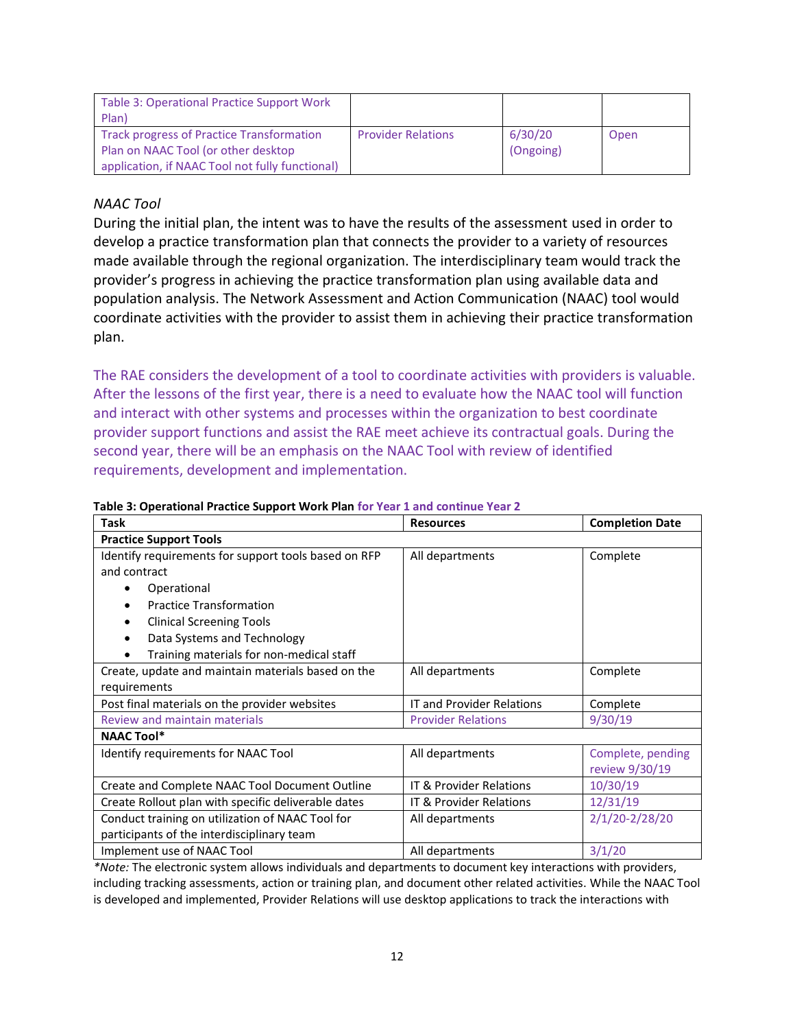| | | | |
|---|---|---|---|
| Table 3: Operational Practice Support Work Plan) | | | |
| Track progress of Practice Transformation Plan on NAAC Tool (or other desktop application, if NAAC Tool not fully functional) | Provider Relations | 6/30/20 (Ongoing) | Open |

*NAAC Tool*

During the initial plan, the intent was to have the results of the assessment used in order to develop a practice transformation plan that connects the provider to a variety of resources made available through the regional organization. The interdisciplinary team would track the provider's progress in achieving the practice transformation plan using available data and population analysis. The Network Assessment and Action Communication (NAAC) tool would coordinate activities with the provider to assist them in achieving their practice transformation plan.

The RAE considers the development of a tool to coordinate activities with providers is valuable. After the lessons of the first year, there is a need to evaluate how the NAAC tool will function and interact with other systems and processes within the organization to best coordinate provider support functions and assist the RAE meet achieve its contractual goals. During the second year, there will be an emphasis on the NAAC Tool with review of identified requirements, development and implementation.

**Table 3: Operational Practice Support Work Plan for Year 1 and continue Year 2**

| Task | Resources | Completion Date |
|---|---|---|
| **Practice Support Tools** | | |
| Identify requirements for support tools based on RFP and contract<br>• Operational<br>• Practice Transformation<br>• Clinical Screening Tools<br>• Data Systems and Technology<br>• Training materials for non-medical staff | All departments | Complete |
| Create, update and maintain materials based on the requirements | All departments | Complete |
| Post final materials on the provider websites | IT and Provider Relations | Complete |
| Review and maintain materials | Provider Relations | 9/30/19 |
| **NAAC Tool*** | | |
| Identify requirements for NAAC Tool | All departments | Complete, pending review 9/30/19 |
| Create and Complete NAAC Tool Document Outline | IT & Provider Relations | 10/30/19 |
| Create Rollout plan with specific deliverable dates | IT & Provider Relations | 12/31/19 |
| Conduct training on utilization of NAAC Tool for participants of the interdisciplinary team | All departments | 2/1/20-2/28/20 |
| Implement use of NAAC Tool | All departments | 3/1/20 |

**Note:* The electronic system allows individuals and departments to document key interactions with providers, including tracking assessments, action or training plan, and document other related activities. While the NAAC Tool is developed and implemented, Provider Relations will use desktop applications to track the interactions with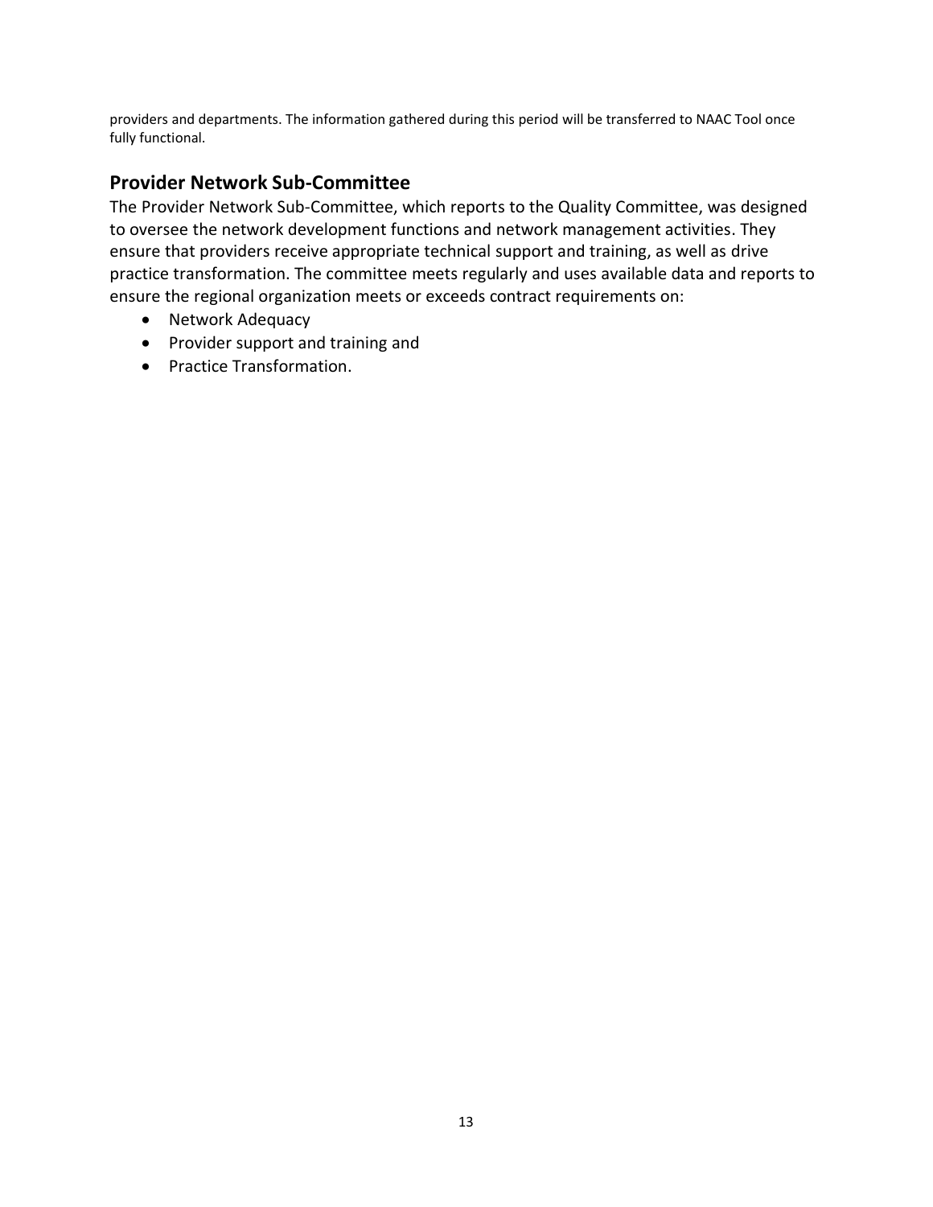providers and departments. The information gathered during this period will be transferred to NAAC Tool once fully functional.

## Provider Network Sub-Committee

The Provider Network Sub-Committee, which reports to the Quality Committee, was designed to oversee the network development functions and network management activities. They ensure that providers receive appropriate technical support and training, as well as drive practice transformation. The committee meets regularly and uses available data and reports to ensure the regional organization meets or exceeds contract requirements on:

- Network Adequacy
- Provider support and training and
- Practice Transformation.